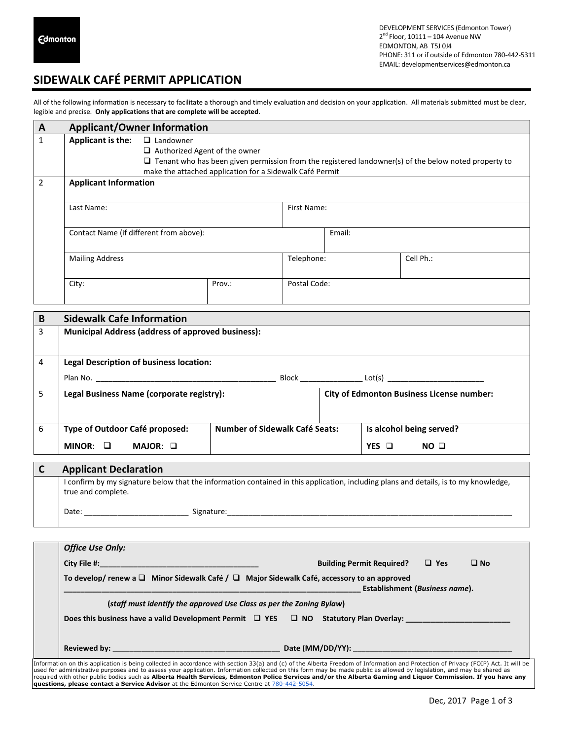Edmonton

DEVELOPMENT SERVICES (Edmonton Tower)
2nd Floor, 10111 – 104 Avenue NW
EDMONTON, AB T5J 0J4
PHONE: 311 or if outside of Edmonton 780-442-5311
EMAIL: developmentservices@edmonton.ca

# SIDEWALK CAFÉ PERMIT APPLICATION

All of the following information is necessary to facilitate a thorough and timely evaluation and decision on your application. All materials submitted must be clear, legible and precise. **Only applications that are complete will be accepted**.

## A Applicant/Owner Information

**1 Applicant is the:**

- ❑ Landowner
- ❑ Authorized Agent of the owner
- ❑ Tenant who has been given permission from the registered landowner(s) of the below noted property to make the attached application for a Sidewalk Café Permit

**2 Applicant Information**

| Last Name: | | First Name: | |
|---|---|---|---|
| Contact Name (if different from above): | | Email: | |
| Mailing Address | | Telephone: | Cell Ph.: |
| City: | Prov.: | Postal Code: | |

## B Sidewalk Cafe Information

**3 Municipal Address (address of approved business):**

**4 Legal Description of business location:**

Plan No. ________________________________________ Block ______________ Lot(s) ______________________

| 5 | **Legal Business Name (corporate registry):** | **City of Edmonton Business License number:** |
|---|---|---|
| 6 | **Type of Outdoor Café proposed:** **MINOR**: ❑ **MAJOR**: ❑ | **Number of Sidewalk Café Seats:** |
| | | **Is alcohol being served?** **YES** ❑ **NO** ❑ |

## C Applicant Declaration

I confirm by my signature below that the information contained in this application, including plans and details, is to my knowledge, true and complete.

Date: ________________________ Signature:____________________________________________________________________

*Office Use Only:*

**City File #:**_____________________________________ **Building Permit Required?** ❑ **Yes** ❑ **No**

**To develop/ renew a** ❑ **Minor Sidewalk Café /** ❑ **Major Sidewalk Café, accessory to an approved**
_______________________________________________________________________ **Establishment (*Business name*).**

**(*staff must identify the approved Use Class as per the Zoning Bylaw*)**

**Does this business have a valid Development Permit** ❑ **YES** ❑ **NO** **Statutory Plan Overlay:** ________________________

**Reviewed by:** ______________________________________ **Date (MM/DD/YY):** _____________________________________

Information on this application is being collected in accordance with section 33(a) and (c) of the Alberta Freedom of Information and Protection of Privacy (FOIP) Act. It will be used for administrative purposes and to assess your application. Information collected on this form may be made public as allowed by legislation, and may be shared as required with other public bodies such as **Alberta Health Services, Edmonton Police Services and/or the Alberta Gaming and Liquor Commission. If you have any questions, please contact a Service Advisor** at the Edmonton Service Centre at 780-442-5054.

Dec, 2017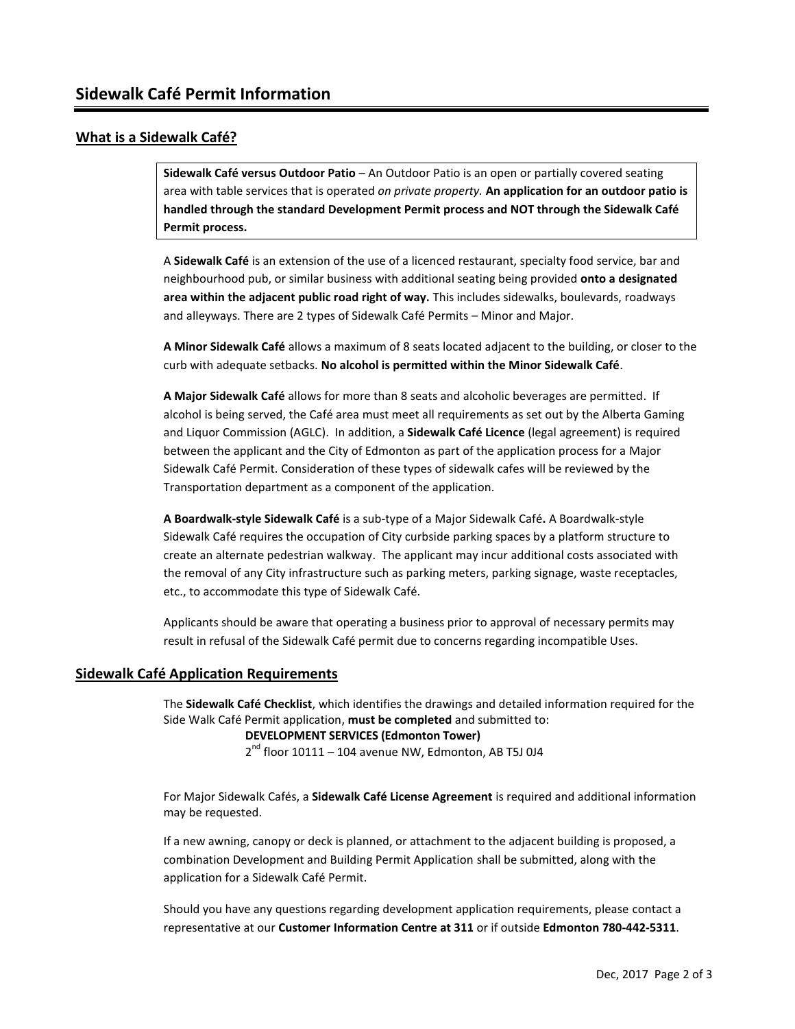# Sidewalk Café Permit Information

## What is a Sidewalk Café?

**Sidewalk Café versus Outdoor Patio** – An Outdoor Patio is an open or partially covered seating area with table services that is operated *on private property.* **An application for an outdoor patio is handled through the standard Development Permit process and NOT through the Sidewalk Café Permit process.**

A **Sidewalk Café** is an extension of the use of a licenced restaurant, specialty food service, bar and neighbourhood pub, or similar business with additional seating being provided **onto a designated area within the adjacent public road right of way.** This includes sidewalks, boulevards, roadways and alleyways. There are 2 types of Sidewalk Café Permits – Minor and Major.

**A Minor Sidewalk Café** allows a maximum of 8 seats located adjacent to the building, or closer to the curb with adequate setbacks. **No alcohol is permitted within the Minor Sidewalk Café**.

**A Major Sidewalk Café** allows for more than 8 seats and alcoholic beverages are permitted. If alcohol is being served, the Café area must meet all requirements as set out by the Alberta Gaming and Liquor Commission (AGLC). In addition, a **Sidewalk Café Licence** (legal agreement) is required between the applicant and the City of Edmonton as part of the application process for a Major Sidewalk Café Permit. Consideration of these types of sidewalk cafes will be reviewed by the Transportation department as a component of the application.

**A Boardwalk-style Sidewalk Café** is a sub-type of a Major Sidewalk Café**.** A Boardwalk-style Sidewalk Café requires the occupation of City curbside parking spaces by a platform structure to create an alternate pedestrian walkway. The applicant may incur additional costs associated with the removal of any City infrastructure such as parking meters, parking signage, waste receptacles, etc., to accommodate this type of Sidewalk Café.

Applicants should be aware that operating a business prior to approval of necessary permits may result in refusal of the Sidewalk Café permit due to concerns regarding incompatible Uses.

## Sidewalk Café Application Requirements

The **Sidewalk Café Checklist**, which identifies the drawings and detailed information required for the Side Walk Café Permit application, **must be completed** and submitted to:

**DEVELOPMENT SERVICES (Edmonton Tower)**
2nd floor 10111 – 104 avenue NW, Edmonton, AB T5J 0J4

For Major Sidewalk Cafés, a **Sidewalk Café License Agreement** is required and additional information may be requested.

If a new awning, canopy or deck is planned, or attachment to the adjacent building is proposed, a combination Development and Building Permit Application shall be submitted, along with the application for a Sidewalk Café Permit.

Should you have any questions regarding development application requirements, please contact a representative at our **Customer Information Centre at 311** or if outside **Edmonton 780-442-5311**.

Dec, 2017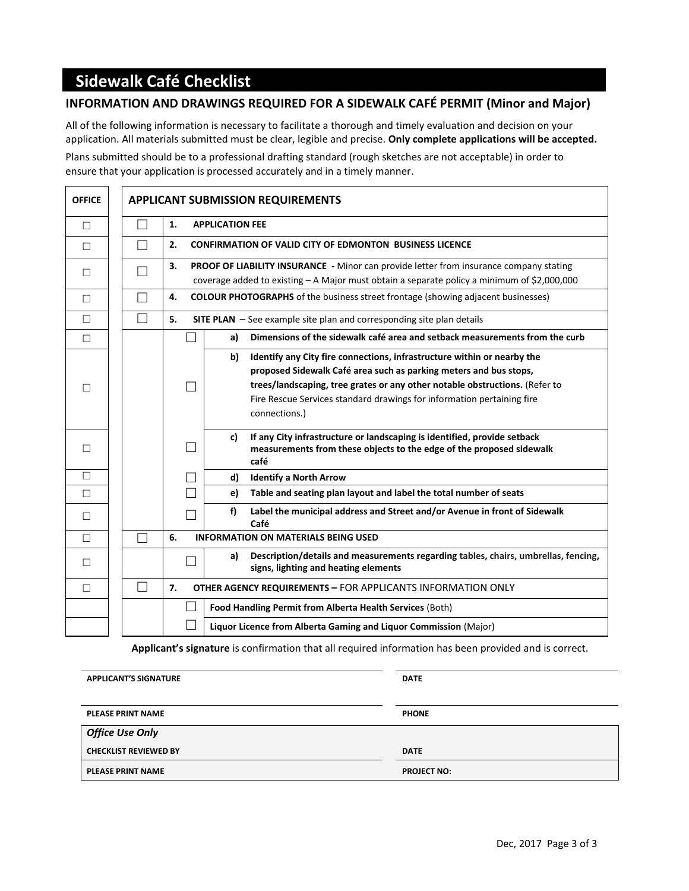# Sidewalk Café Checklist

## INFORMATION AND DRAWINGS REQUIRED FOR A SIDEWALK CAFÉ PERMIT (Minor and Major)

All of the following information is necessary to facilitate a thorough and timely evaluation and decision on your application. All materials submitted must be clear, legible and precise. **Only complete applications will be accepted.**

Plans submitted should be to a professional drafting standard (rough sketches are not acceptable) in order to ensure that your application is processed accurately and in a timely manner.

| OFFICE | | APPLICANT SUBMISSION REQUIREMENTS | |
|---|---|---|---|
| ☐ | ☐ | **1. APPLICATION FEE** | |
| ☐ | ☐ | **2. CONFIRMATION OF VALID CITY OF EDMONTON BUSINESS LICENCE** | |
| ☐ | ☐ | **3. PROOF OF LIABILITY INSURANCE** - Minor can provide letter from insurance company stating coverage added to existing – A Major must obtain a separate policy a minimum of $2,000,000 | |
| ☐ | ☐ | **4. COLOUR PHOTOGRAPHS** of the business street frontage (showing adjacent businesses) | |
| ☐ | ☐ | **5. SITE PLAN** – See example site plan and corresponding site plan details | |
| ☐ | | ☐ | **a) Dimensions of the sidewalk café area and setback measurements from the curb** |
| ☐ | | ☐ | **b) Identify any City fire connections, infrastructure within or nearby the proposed Sidewalk Café area such as parking meters and bus stops, trees/landscaping, tree grates or any other notable obstructions.** (Refer to Fire Rescue Services standard drawings for information pertaining fire connections.) |
| ☐ | | ☐ | **c) If any City infrastructure or landscaping is identified, provide setback measurements from these objects to the edge of the proposed sidewalk café** |
| ☐ | | ☐ | **d) Identify a North Arrow** |
| ☐ | | ☐ | **e) Table and seating plan layout and label the total number of seats** |
| ☐ | | ☐ | **f) Label the municipal address and Street and/or Avenue in front of Sidewalk Café** |
| ☐ | ☐ | **6. INFORMATION ON MATERIALS BEING USED** | |
| ☐ | | ☐ | **a) Description/details and measurements regarding tables, chairs, umbrellas, fencing, signs, lighting and heating elements** |
| ☐ | ☐ | **7. OTHER AGENCY REQUIREMENTS –** FOR APPLICANTS INFORMATION ONLY | |
| | | ☐ | **Food Handling Permit from Alberta Health Services** (Both) |
| | | ☐ | **Liquor Licence from Alberta Gaming and Liquor Commission** (Major) |

**Applicant's signature** is confirmation that all required information has been provided and is correct.

| | |
|---|---|
| **APPLICANT'S SIGNATURE** | **DATE** |
| **PLEASE PRINT NAME** | **PHONE** |

***Office Use Only***

| | |
|---|---|
| **CHECKLIST REVIEWED BY** | **DATE** |
| **PLEASE PRINT NAME** | **PROJECT NO:** |

Dec, 2017